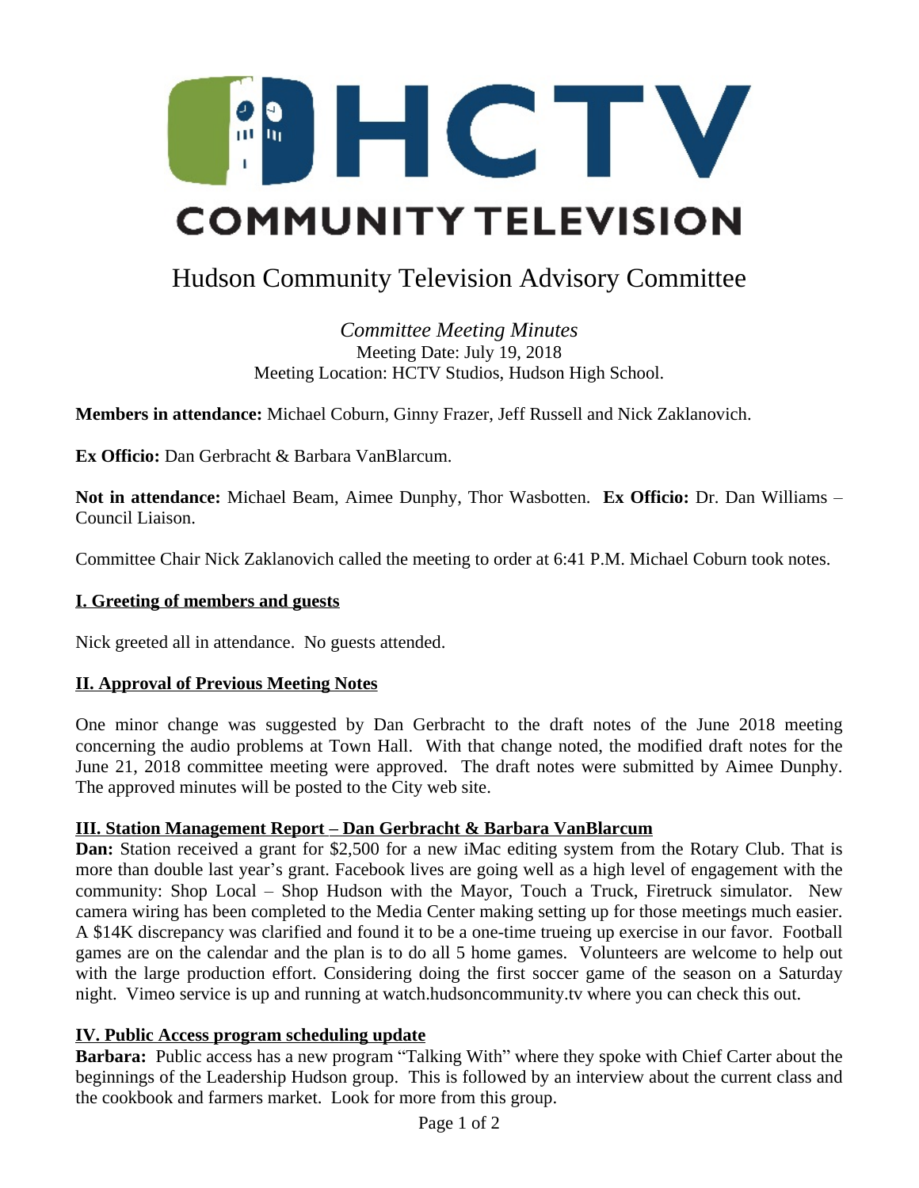HCTV COMMUNITY TELEVISION

# Hudson Community Television Advisory Committee

*Committee Meeting Minutes*
Meeting Date: July 19, 2018
Meeting Location: HCTV Studios, Hudson High School.

**Members in attendance:** Michael Coburn, Ginny Frazer, Jeff Russell and Nick Zaklanovich.

**Ex Officio:** Dan Gerbracht & Barbara VanBlarcum.

**Not in attendance:** Michael Beam, Aimee Dunphy, Thor Wasbotten. **Ex Officio:** Dr. Dan Williams – Council Liaison.

Committee Chair Nick Zaklanovich called the meeting to order at 6:41 P.M. Michael Coburn took notes.

## I. Greeting of members and guests

Nick greeted all in attendance. No guests attended.

## II. Approval of Previous Meeting Notes

One minor change was suggested by Dan Gerbracht to the draft notes of the June 2018 meeting concerning the audio problems at Town Hall. With that change noted, the modified draft notes for the June 21, 2018 committee meeting were approved. The draft notes were submitted by Aimee Dunphy. The approved minutes will be posted to the City web site.

## III. Station Management Report – Dan Gerbracht & Barbara VanBlarcum

**Dan:** Station received a grant for $2,500 for a new iMac editing system from the Rotary Club. That is more than double last year's grant. Facebook lives are going well as a high level of engagement with the community: Shop Local – Shop Hudson with the Mayor, Touch a Truck, Firetruck simulator. New camera wiring has been completed to the Media Center making setting up for those meetings much easier. A $14K discrepancy was clarified and found it to be a one-time trueing up exercise in our favor. Football games are on the calendar and the plan is to do all 5 home games. Volunteers are welcome to help out with the large production effort. Considering doing the first soccer game of the season on a Saturday night. Vimeo service is up and running at watch.hudsoncommunity.tv where you can check this out.

## IV. Public Access program scheduling update

**Barbara:** Public access has a new program "Talking With" where they spoke with Chief Carter about the beginnings of the Leadership Hudson group. This is followed by an interview about the current class and the cookbook and farmers market. Look for more from this group.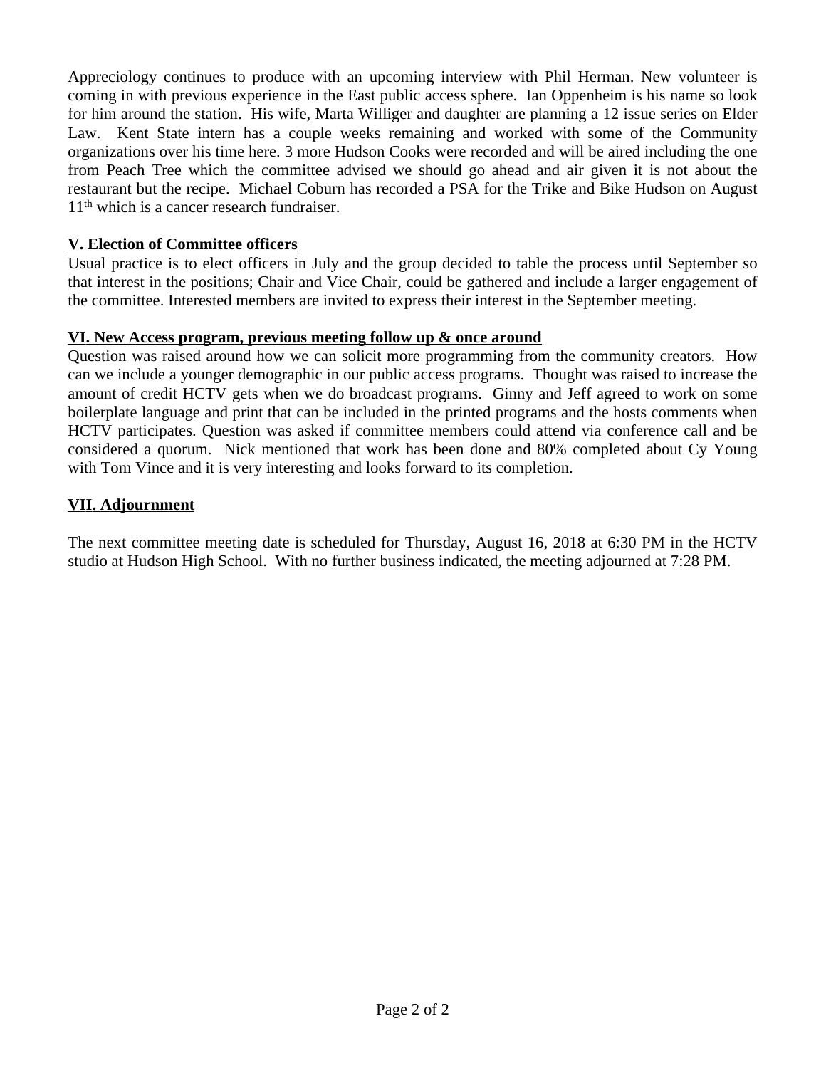Appreciology continues to produce with an upcoming interview with Phil Herman. New volunteer is coming in with previous experience in the East public access sphere. Ian Oppenheim is his name so look for him around the station. His wife, Marta Williger and daughter are planning a 12 issue series on Elder Law. Kent State intern has a couple weeks remaining and worked with some of the Community organizations over his time here. 3 more Hudson Cooks were recorded and will be aired including the one from Peach Tree which the committee advised we should go ahead and air given it is not about the restaurant but the recipe. Michael Coburn has recorded a PSA for the Trike and Bike Hudson on August 11th which is a cancer research fundraiser.

## V. Election of Committee officers

Usual practice is to elect officers in July and the group decided to table the process until September so that interest in the positions; Chair and Vice Chair, could be gathered and include a larger engagement of the committee. Interested members are invited to express their interest in the September meeting.

## VI. New Access program, previous meeting follow up & once around

Question was raised around how we can solicit more programming from the community creators. How can we include a younger demographic in our public access programs. Thought was raised to increase the amount of credit HCTV gets when we do broadcast programs. Ginny and Jeff agreed to work on some boilerplate language and print that can be included in the printed programs and the hosts comments when HCTV participates. Question was asked if committee members could attend via conference call and be considered a quorum. Nick mentioned that work has been done and 80% completed about Cy Young with Tom Vince and it is very interesting and looks forward to its completion.

## VII. Adjournment

The next committee meeting date is scheduled for Thursday, August 16, 2018 at 6:30 PM in the HCTV studio at Hudson High School. With no further business indicated, the meeting adjourned at 7:28 PM.